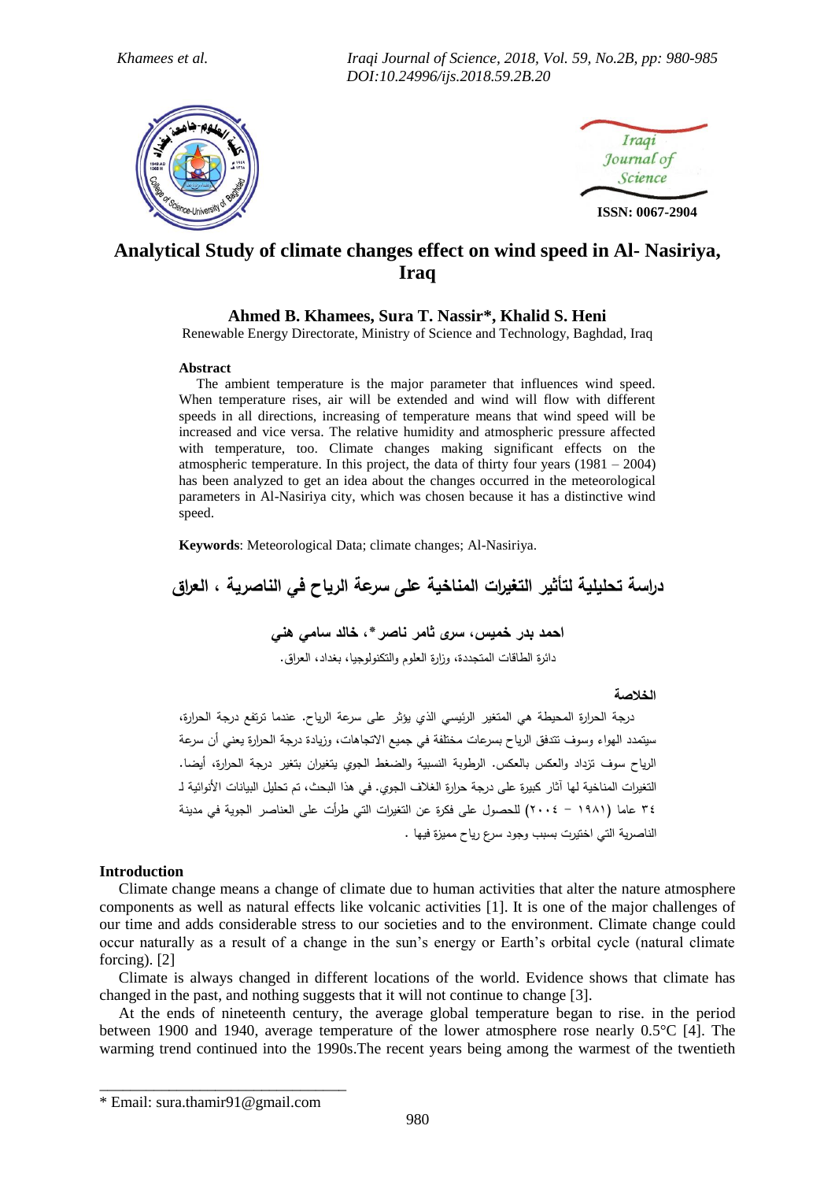# Analytical Study of climate changes effect on wind speed in Al- Nasiriya, Iraq

**Ahmed B. Khamees, Sura T. Nassir*, Khalid S. Heni**

Renewable Energy Directorate, Ministry of Science and Technology, Baghdad, Iraq

### Abstract

The ambient temperature is the major parameter that influences wind speed. When temperature rises, air will be extended and wind will flow with different speeds in all directions, increasing of temperature means that wind speed will be increased and vice versa. The relative humidity and atmospheric pressure affected with temperature, too. Climate changes making significant effects on the atmospheric temperature. In this project, the data of thirty four years (1981 – 2004) has been analyzed to get an idea about the changes occurred in the meteorological parameters in Al-Nasiriya city, which was chosen because it has a distinctive wind speed.

**Keywords**: Meteorological Data; climate changes; Al-Nasiriya.

# دراسة تحليلية لتأثير التغيرات المناخية على سرعة الرياح في الناصرية ، العراق

**احمد بدر خميس، سرى ثامر ناصر*، خالد سامي هني**

دائرة الطاقات المتجددة، وزارة العلوم والتكنولوجيا، بغداد، العراق.

### الخلاصة

درجة الحرارة المحيطة هي المتغير الرئيسي الذي يؤثر على سرعة الرياح. عندما ترتفع درجة الحرارة، سيتمدد الهواء وسوف تتدفق الرياح بسرعات مختلفة في جميع الاتجاهات، وزيادة درجة الحرارة يعني أن سرعة الرياح سوف تزداد والعكس بالعكس. الرطوبة النسبية والضغط الجوي يتغيران بتغير درجة الحرارة، أيضا. التغيرات المناخية لها آثار كبيرة على درجة حرارة الغلاف الجوي. في هذا البحث، تم تحليل البيانات الأنوائية لـ ٣٤ عاما (١٩٨١ - ٢٠٠٤) للحصول على فكرة عن التغيرات التي طرأت على العناصر الجوية في مدينة الناصرية التي اختيرت بسبب وجود سرع رياح مميزة فيها .

### Introduction

Climate change means a change of climate due to human activities that alter the nature atmosphere components as well as natural effects like volcanic activities [1]. It is one of the major challenges of our time and adds considerable stress to our societies and to the environment. Climate change could occur naturally as a result of a change in the sun's energy or Earth's orbital cycle (natural climate forcing). [2]

Climate is always changed in different locations of the world. Evidence shows that climate has changed in the past, and nothing suggests that it will not continue to change [3].

At the ends of nineteenth century, the average global temperature began to rise. in the period between 1900 and 1940, average temperature of the lower atmosphere rose nearly 0.5°C [4]. The warming trend continued into the 1990s.The recent years being among the warmest of the twentieth

---

* Email: sura.thamir91@gmail.com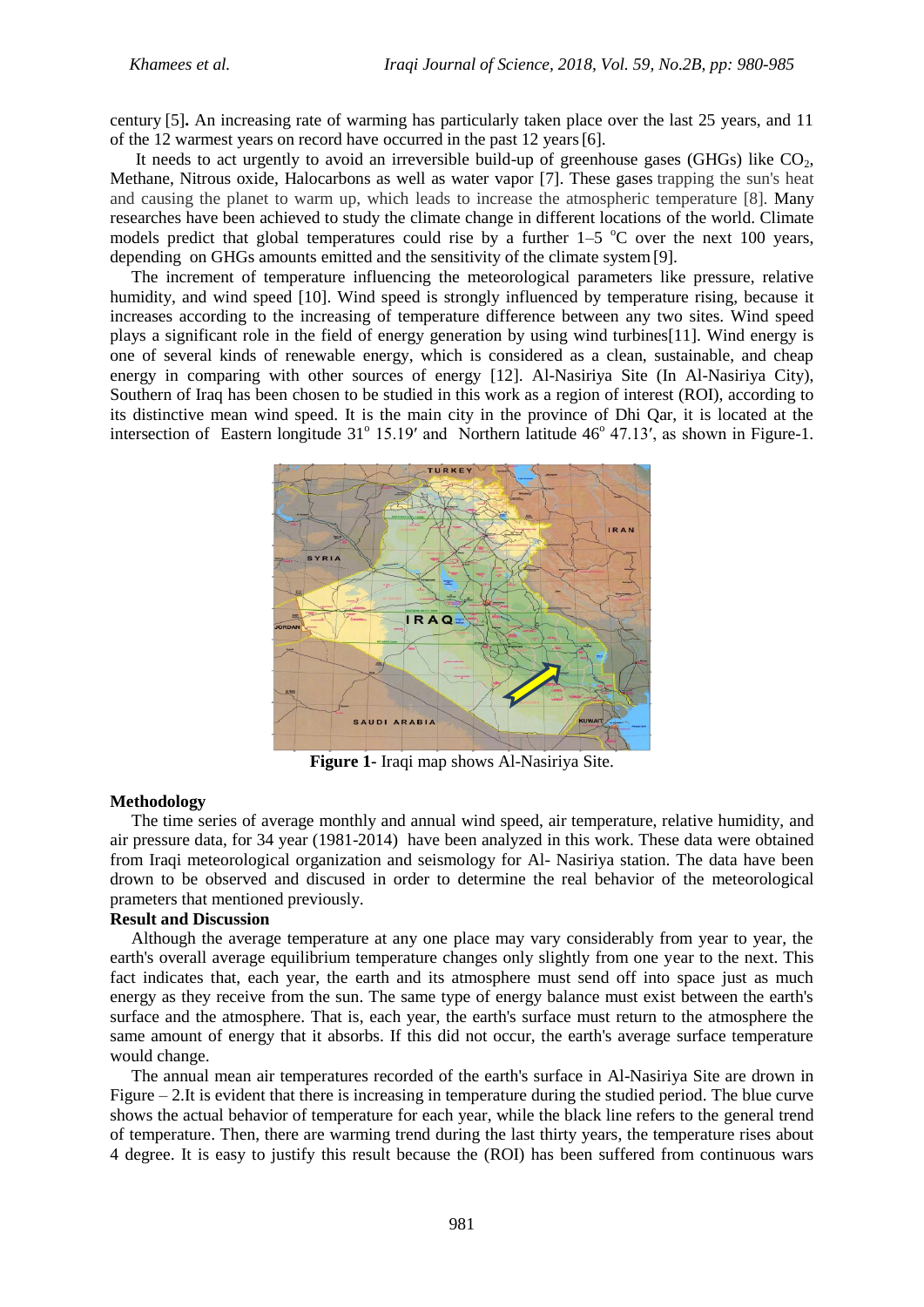century [5]**.** An increasing rate of warming has particularly taken place over the last 25 years, and 11 of the 12 warmest years on record have occurred in the past 12 years [6].

It needs to act urgently to avoid an irreversible build-up of greenhouse gases (GHGs) like $CO_2$, Methane, Nitrous oxide, Halocarbons as well as water vapor [7]. These gases trapping the sun's heat and causing the planet to warm up, which leads to increase the atmospheric temperature [8]. Many researches have been achieved to study the climate change in different locations of the world. Climate models predict that global temperatures could rise by a further 1–5 $^{o}$C over the next 100 years, depending on GHGs amounts emitted and the sensitivity of the climate system [9].

The increment of temperature influencing the meteorological parameters like pressure, relative humidity, and wind speed [10]. Wind speed is strongly influenced by temperature rising, because it increases according to the increasing of temperature difference between any two sites. Wind speed plays a significant role in the field of energy generation by using wind turbines[11]. Wind energy is one of several kinds of renewable energy, which is considered as a clean, sustainable, and cheap energy in comparing with other sources of energy [12]. Al-Nasiriya Site (In Al-Nasiriya City), Southern of Iraq has been chosen to be studied in this work as a region of interest (ROI), according to its distinctive mean wind speed. It is the main city in the province of Dhi Qar, it is located at the intersection of Eastern longitude 31$^{o}$ 15.19′ and Northern latitude 46$^{o}$ 47.13′, as shown in Figure-1.

**Figure 1**- Iraqi map shows Al-Nasiriya Site.

## Methodology

The time series of average monthly and annual wind speed, air temperature, relative humidity, and air pressure data, for 34 year (1981-2014) have been analyzed in this work. These data were obtained from Iraqi meteorological organization and seismology for Al- Nasiriya station. The data have been drown to be observed and discused in order to determine the real behavior of the meteorological prameters that mentioned previously.

## Result and Discussion

Although the average temperature at any one place may vary considerably from year to year, the earth's overall average equilibrium temperature changes only slightly from one year to the next. This fact indicates that, each year, the earth and its atmosphere must send off into space just as much energy as they receive from the sun. The same type of energy balance must exist between the earth's surface and the atmosphere. That is, each year, the earth's surface must return to the atmosphere the same amount of energy that it absorbs. If this did not occur, the earth's average surface temperature would change.

The annual mean air temperatures recorded of the earth's surface in Al-Nasiriya Site are drown in Figure – 2.It is evident that there is increasing in temperature during the studied period. The blue curve shows the actual behavior of temperature for each year, while the black line refers to the general trend of temperature. Then, there are warming trend during the last thirty years, the temperature rises about 4 degree. It is easy to justify this result because the (ROI) has been suffered from continuous wars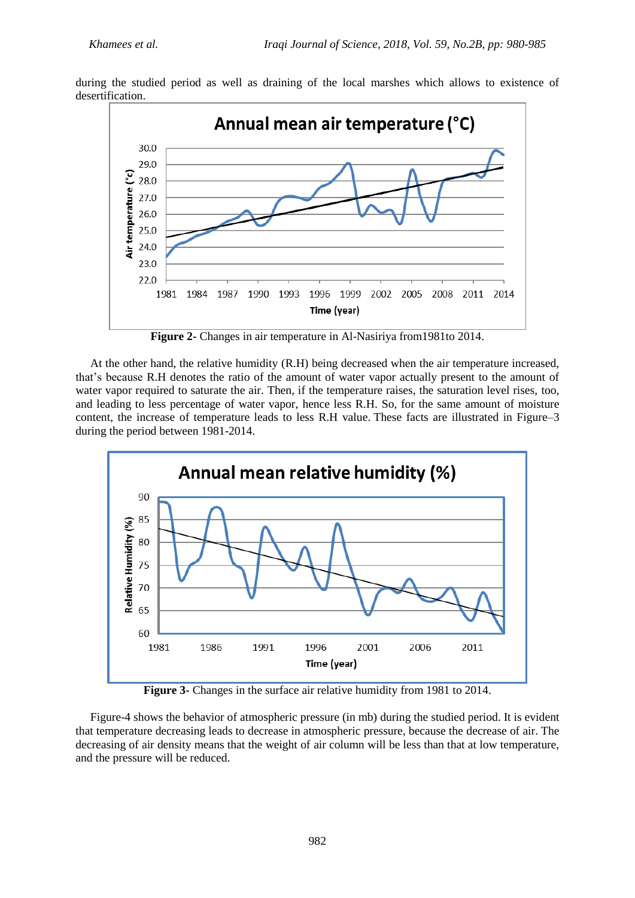during the studied period as well as draining of the local marshes which allows to existence of desertification.

**Figure 2-** Changes in air temperature in Al-Nasiriya from1981to 2014.

At the other hand, the relative humidity (R.H) being decreased when the air temperature increased, that's because R.H denotes the ratio of the amount of water vapor actually present to the amount of water vapor required to saturate the air. Then, if the temperature raises, the saturation level rises, too, and leading to less percentage of water vapor, hence less R.H. So, for the same amount of moisture content, the increase of temperature leads to less R.H value. These facts are illustrated in Figure–3 during the period between 1981-2014.

**Figure 3-** Changes in the surface air relative humidity from 1981 to 2014.

Figure-4 shows the behavior of atmospheric pressure (in mb) during the studied period. It is evident that temperature decreasing leads to decrease in atmospheric pressure, because the decrease of air. The decreasing of air density means that the weight of air column will be less than that at low temperature, and the pressure will be reduced.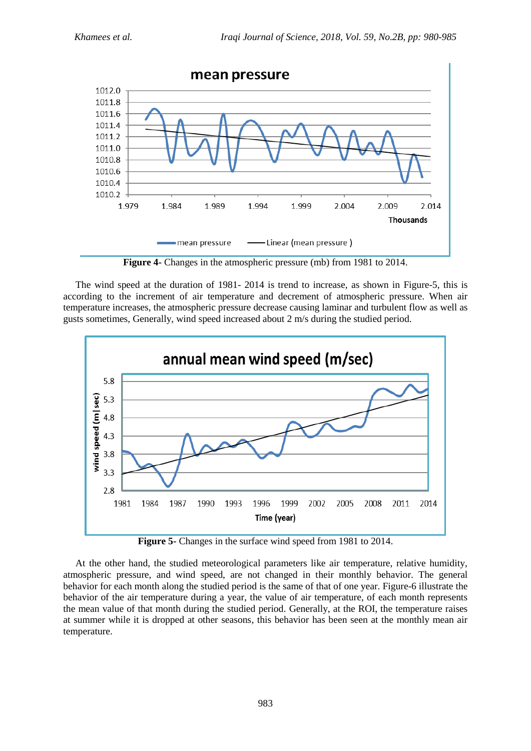**Figure 4-** Changes in the atmospheric pressure (mb) from 1981 to 2014.

The wind speed at the duration of 1981- 2014 is trend to increase, as shown in Figure-5, this is according to the increment of air temperature and decrement of atmospheric pressure. When air temperature increases, the atmospheric pressure decrease causing laminar and turbulent flow as well as gusts sometimes, Generally, wind speed increased about 2 m/s during the studied period.

**Figure 5-** Changes in the surface wind speed from 1981 to 2014.

At the other hand, the studied meteorological parameters like air temperature, relative humidity, atmospheric pressure, and wind speed, are not changed in their monthly behavior. The general behavior for each month along the studied period is the same of that of one year. Figure-6 illustrate the behavior of the air temperature during a year, the value of air temperature, of each month represents the mean value of that month during the studied period. Generally, at the ROI, the temperature raises at summer while it is dropped at other seasons, this behavior has been seen at the monthly mean air temperature.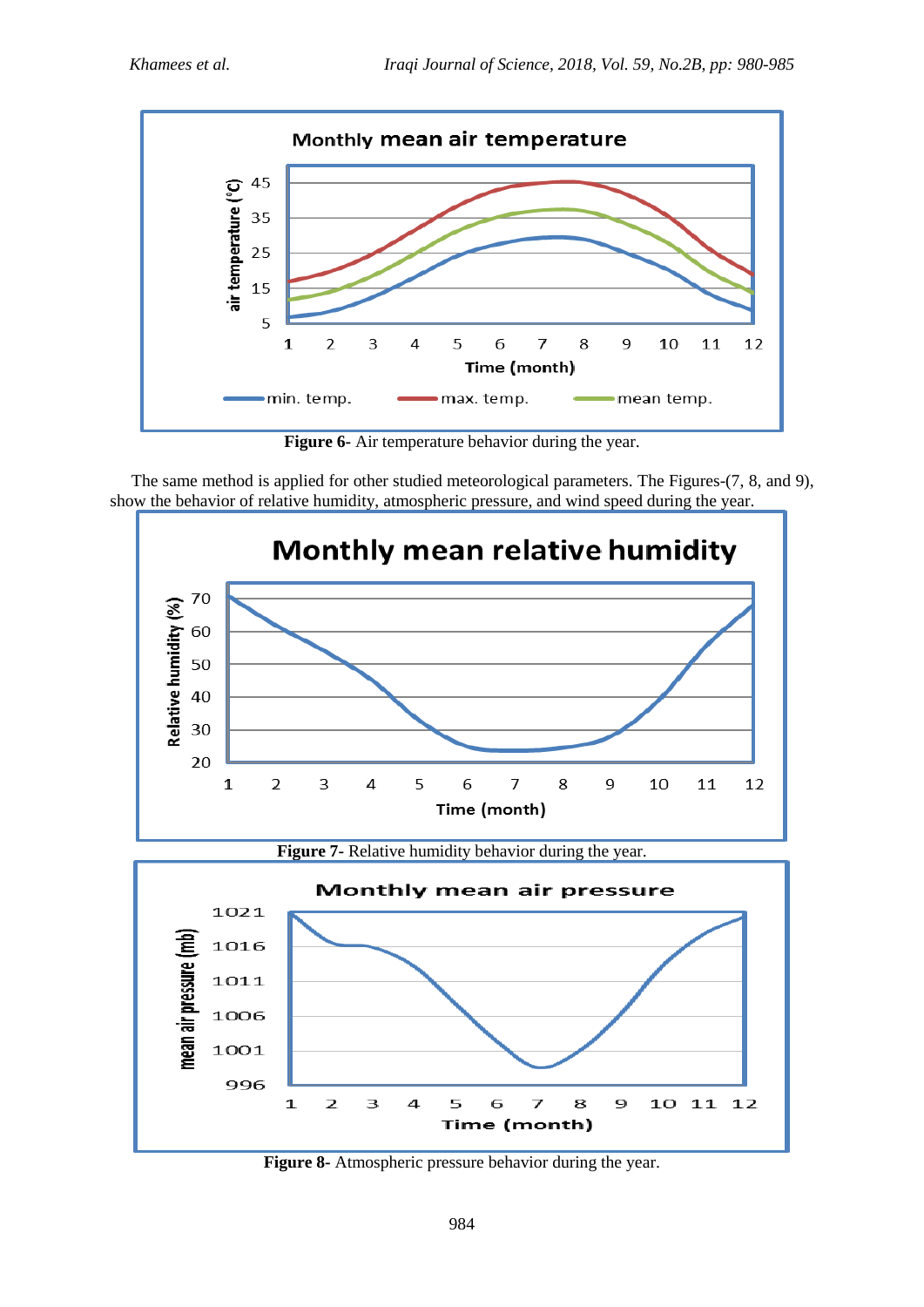**Figure 6-** Air temperature behavior during the year.

The same method is applied for other studied meteorological parameters. The Figures-(7, 8, and 9), show the behavior of relative humidity, atmospheric pressure, and wind speed during the year.

**Figure 7-** Relative humidity behavior during the year.

**Figure 8-** Atmospheric pressure behavior during the year.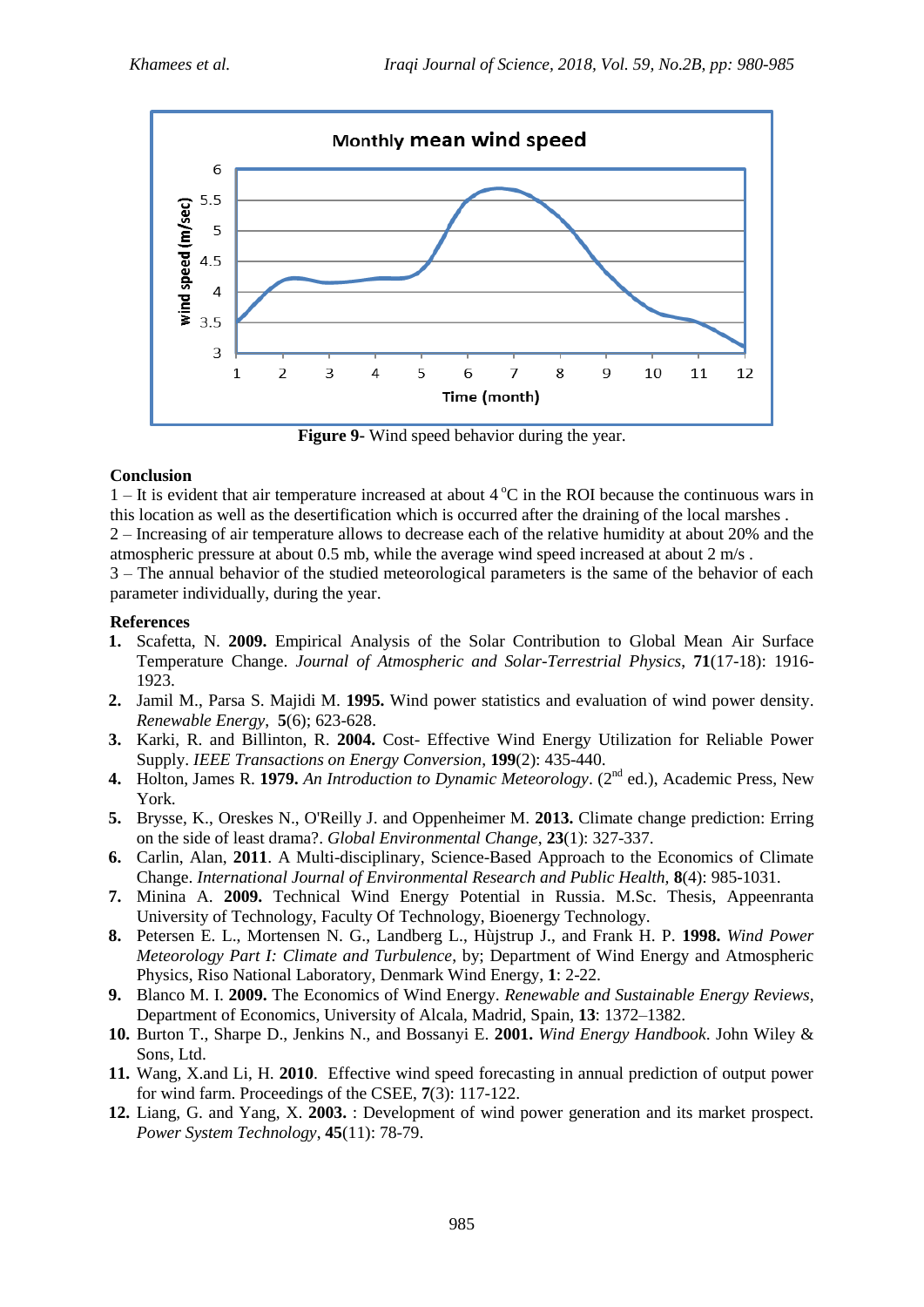Monthly mean wind speed

wind speed (m/sec)

6
5.5
5
4.5
4
3.5
3

1 2 3 4 5 6 7 8 9 10 11 12

Time (month)

**Figure 9-** Wind speed behavior during the year.

## Conclusion

1 – It is evident that air temperature increased at about 4 °C in the ROI because the continuous wars in this location as well as the desertification which is occurred after the draining of the local marshes .
2 – Increasing of air temperature allows to decrease each of the relative humidity at about 20% and the atmospheric pressure at about 0.5 mb, while the average wind speed increased at about 2 m/s .
3 – The annual behavior of the studied meteorological parameters is the same of the behavior of each parameter individually, during the year.

## References

1. Scafetta, N. **2009.** Empirical Analysis of the Solar Contribution to Global Mean Air Surface Temperature Change. *Journal of Atmospheric and Solar-Terrestrial Physics*, **71**(17-18): 1916-1923.
2. Jamil M., Parsa S. Majidi M. **1995.** Wind power statistics and evaluation of wind power density. *Renewable Energy*, **5**(6); 623-628.
3. Karki, R. and Billinton, R. **2004.** Cost- Effective Wind Energy Utilization for Reliable Power Supply. *IEEE Transactions on Energy Conversion*, **199**(2): 435-440.
4. Holton, James R. **1979.** *An Introduction to Dynamic Meteorology*. (2nd ed.), Academic Press, New York.
5. Brysse, K., Oreskes N., O'Reilly J. and Oppenheimer M. **2013.** Climate change prediction: Erring on the side of least drama?. *Global Environmental Change*, **23**(1): 327-337.
6. Carlin, Alan, **2011**. A Multi-disciplinary, Science-Based Approach to the Economics of Climate Change. *International Journal of Environmental Research and Public Health,* **8**(4): 985-1031.
7. Minina A. **2009.** Technical Wind Energy Potential in Russia. M.Sc. Thesis, Appeenranta University of Technology, Faculty Of Technology, Bioenergy Technology.
8. Petersen E. L., Mortensen N. G., Landberg L., Hùjstrup J., and Frank H. P. **1998.** *Wind Power Meteorology Part I: Climate and Turbulence*, by; Department of Wind Energy and Atmospheric Physics, Riso National Laboratory, Denmark Wind Energy, **1**: 2-22.
9. Blanco M. I. **2009.** The Economics of Wind Energy. *Renewable and Sustainable Energy Reviews*, Department of Economics, University of Alcala, Madrid, Spain, **13**: 1372–1382.
10. Burton T., Sharpe D., Jenkins N., and Bossanyi E. **2001.** *Wind Energy Handbook*. John Wiley & Sons, Ltd.
11. Wang, X.and Li, H. **2010**. Effective wind speed forecasting in annual prediction of output power for wind farm. Proceedings of the CSEE, **7**(3): 117-122.
12. Liang, G. and Yang, X. **2003.** : Development of wind power generation and its market prospect. *Power System Technology*, **45**(11): 78-79.